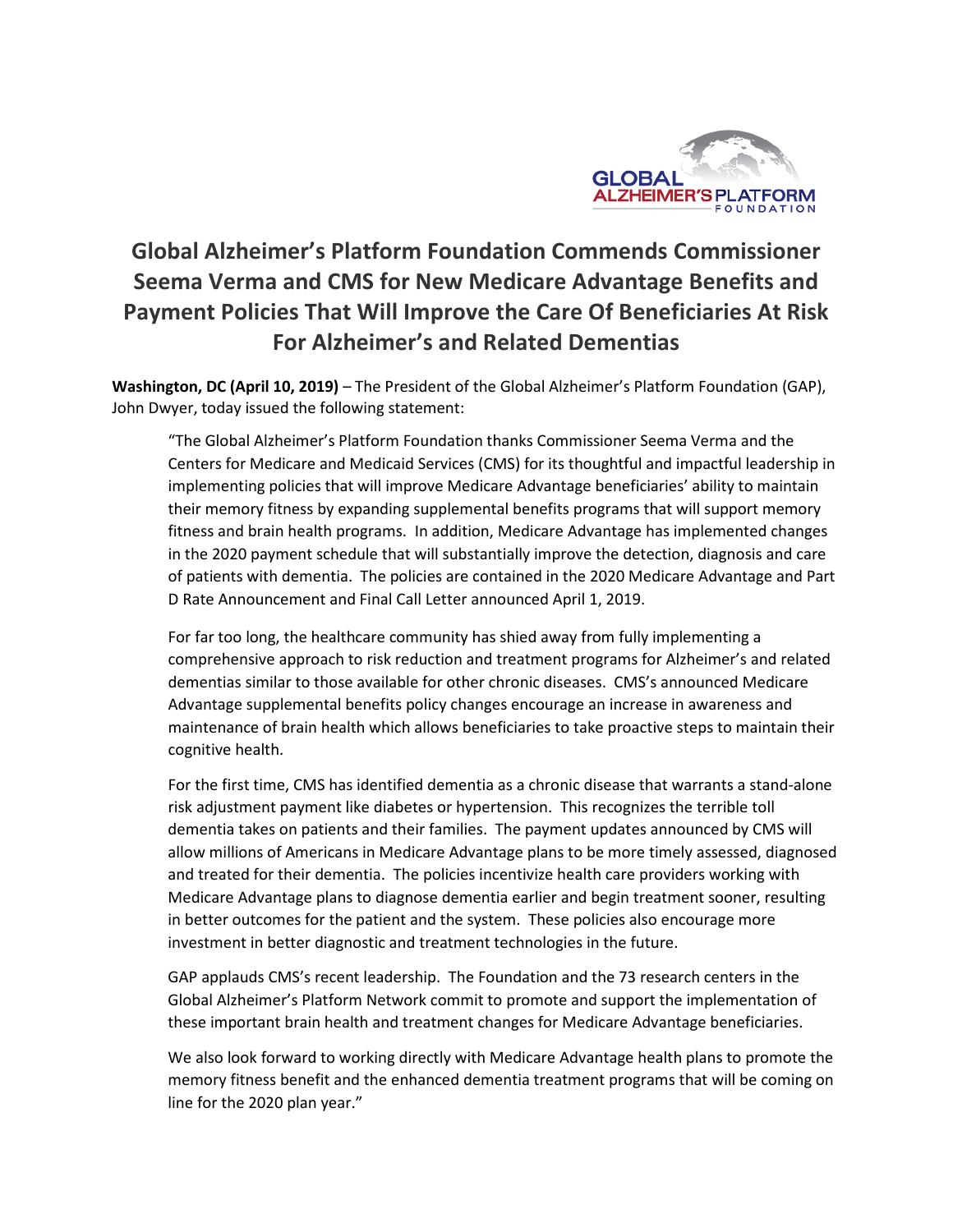# Global Alzheimer's Platform Foundation Commends Commissioner Seema Verma and CMS for New Medicare Advantage Benefits and Payment Policies That Will Improve the Care Of Beneficiaries At Risk For Alzheimer's and Related Dementias

**Washington, DC (April 10, 2019)** – The President of the Global Alzheimer's Platform Foundation (GAP), John Dwyer, today issued the following statement:

> "The Global Alzheimer's Platform Foundation thanks Commissioner Seema Verma and the Centers for Medicare and Medicaid Services (CMS) for its thoughtful and impactful leadership in implementing policies that will improve Medicare Advantage beneficiaries' ability to maintain their memory fitness by expanding supplemental benefits programs that will support memory fitness and brain health programs. In addition, Medicare Advantage has implemented changes in the 2020 payment schedule that will substantially improve the detection, diagnosis and care of patients with dementia. The policies are contained in the 2020 Medicare Advantage and Part D Rate Announcement and Final Call Letter announced April 1, 2019.
>
> For far too long, the healthcare community has shied away from fully implementing a comprehensive approach to risk reduction and treatment programs for Alzheimer's and related dementias similar to those available for other chronic diseases. CMS's announced Medicare Advantage supplemental benefits policy changes encourage an increase in awareness and maintenance of brain health which allows beneficiaries to take proactive steps to maintain their cognitive health.
>
> For the first time, CMS has identified dementia as a chronic disease that warrants a stand-alone risk adjustment payment like diabetes or hypertension. This recognizes the terrible toll dementia takes on patients and their families. The payment updates announced by CMS will allow millions of Americans in Medicare Advantage plans to be more timely assessed, diagnosed and treated for their dementia. The policies incentivize health care providers working with Medicare Advantage plans to diagnose dementia earlier and begin treatment sooner, resulting in better outcomes for the patient and the system. These policies also encourage more investment in better diagnostic and treatment technologies in the future.
>
> GAP applauds CMS's recent leadership. The Foundation and the 73 research centers in the Global Alzheimer's Platform Network commit to promote and support the implementation of these important brain health and treatment changes for Medicare Advantage beneficiaries.
>
> We also look forward to working directly with Medicare Advantage health plans to promote the memory fitness benefit and the enhanced dementia treatment programs that will be coming on line for the 2020 plan year."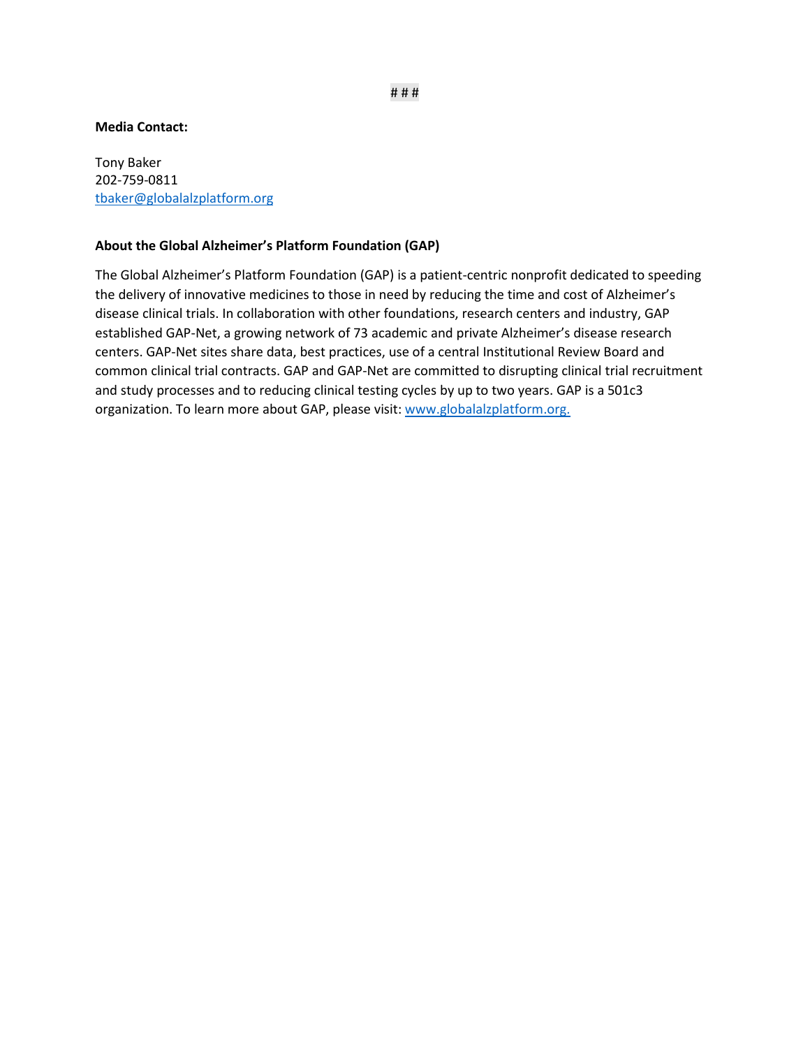# # #

**Media Contact:**

Tony Baker
202-759-0811
tbaker@globalalzplatform.org

**About the Global Alzheimer's Platform Foundation (GAP)**

The Global Alzheimer's Platform Foundation (GAP) is a patient-centric nonprofit dedicated to speeding the delivery of innovative medicines to those in need by reducing the time and cost of Alzheimer's disease clinical trials. In collaboration with other foundations, research centers and industry, GAP established GAP-Net, a growing network of 73 academic and private Alzheimer's disease research centers. GAP-Net sites share data, best practices, use of a central Institutional Review Board and common clinical trial contracts. GAP and GAP-Net are committed to disrupting clinical trial recruitment and study processes and to reducing clinical testing cycles by up to two years. GAP is a 501c3 organization. To learn more about GAP, please visit: www.globalalzplatform.org.